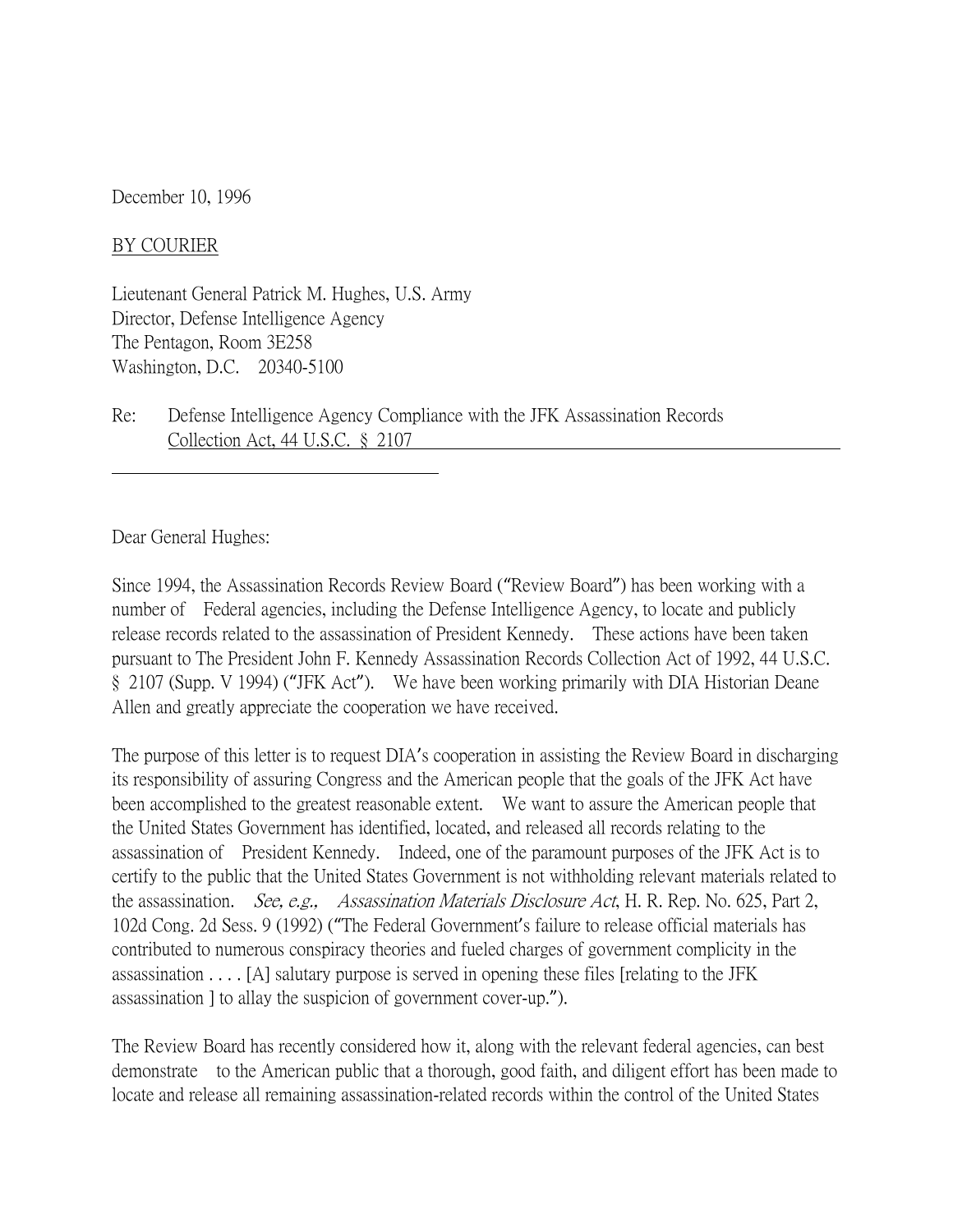December 10, 1996

BY COURIER

Lieutenant General Patrick M. Hughes, U.S. Army
Director, Defense Intelligence Agency
The Pentagon, Room 3E258
Washington, D.C. 20340-5100

Re: Defense Intelligence Agency Compliance with the JFK Assassination Records Collection Act, 44 U.S.C. § 2107

Dear General Hughes:

Since 1994, the Assassination Records Review Board ("Review Board") has been working with a number of Federal agencies, including the Defense Intelligence Agency, to locate and publicly release records related to the assassination of President Kennedy. These actions have been taken pursuant to The President John F. Kennedy Assassination Records Collection Act of 1992, 44 U.S.C. § 2107 (Supp. V 1994) ("JFK Act"). We have been working primarily with DIA Historian Deane Allen and greatly appreciate the cooperation we have received.

The purpose of this letter is to request DIA's cooperation in assisting the Review Board in discharging its responsibility of assuring Congress and the American people that the goals of the JFK Act have been accomplished to the greatest reasonable extent. We want to assure the American people that the United States Government has identified, located, and released all records relating to the assassination of President Kennedy. Indeed, one of the paramount purposes of the JFK Act is to certify to the public that the United States Government is not withholding relevant materials related to the assassination. *See, e.g., Assassination Materials Disclosure Act*, H. R. Rep. No. 625, Part 2, 102d Cong. 2d Sess. 9 (1992) ("The Federal Government's failure to release official materials has contributed to numerous conspiracy theories and fueled charges of government complicity in the assassination . . . . [A] salutary purpose is served in opening these files [relating to the JFK assassination ] to allay the suspicion of government cover-up.").

The Review Board has recently considered how it, along with the relevant federal agencies, can best demonstrate to the American public that a thorough, good faith, and diligent effort has been made to locate and release all remaining assassination-related records within the control of the United States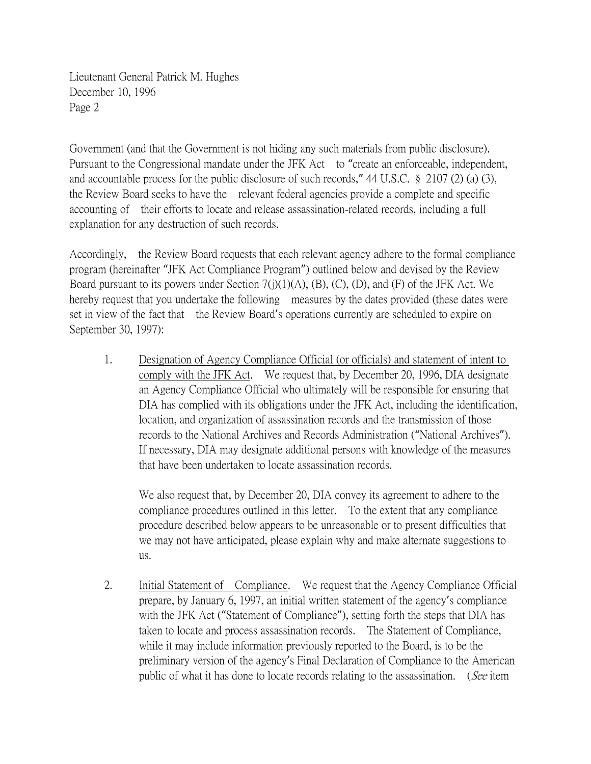Government (and that the Government is not hiding any such materials from public disclosure). Pursuant to the Congressional mandate under the JFK Act to "create an enforceable, independent, and accountable process for the public disclosure of such records," 44 U.S.C. § 2107 (2) (a) (3), the Review Board seeks to have the relevant federal agencies provide a complete and specific accounting of their efforts to locate and release assassination-related records, including a full explanation for any destruction of such records.

Accordingly, the Review Board requests that each relevant agency adhere to the formal compliance program (hereinafter "JFK Act Compliance Program") outlined below and devised by the Review Board pursuant to its powers under Section 7(j)(1)(A), (B), (C), (D), and (F) of the JFK Act. We hereby request that you undertake the following measures by the dates provided (these dates were set in view of the fact that the Review Board's operations currently are scheduled to expire on September 30, 1997):

1. <u>Designation of Agency Compliance Official (or officials) and statement of intent to comply with the JFK Act</u>. We request that, by December 20, 1996, DIA designate an Agency Compliance Official who ultimately will be responsible for ensuring that DIA has complied with its obligations under the JFK Act, including the identification, location, and organization of assassination records and the transmission of those records to the National Archives and Records Administration ("National Archives"). If necessary, DIA may designate additional persons with knowledge of the measures that have been undertaken to locate assassination records.

   We also request that, by December 20, DIA convey its agreement to adhere to the compliance procedures outlined in this letter. To the extent that any compliance procedure described below appears to be unreasonable or to present difficulties that we may not have anticipated, please explain why and make alternate suggestions to us.

2. <u>Initial Statement of Compliance</u>. We request that the Agency Compliance Official prepare, by January 6, 1997, an initial written statement of the agency's compliance with the JFK Act ("Statement of Compliance"), setting forth the steps that DIA has taken to locate and process assassination records. The Statement of Compliance, while it may include information previously reported to the Board, is to be the preliminary version of the agency's Final Declaration of Compliance to the American public of what it has done to locate records relating to the assassination. (*See* item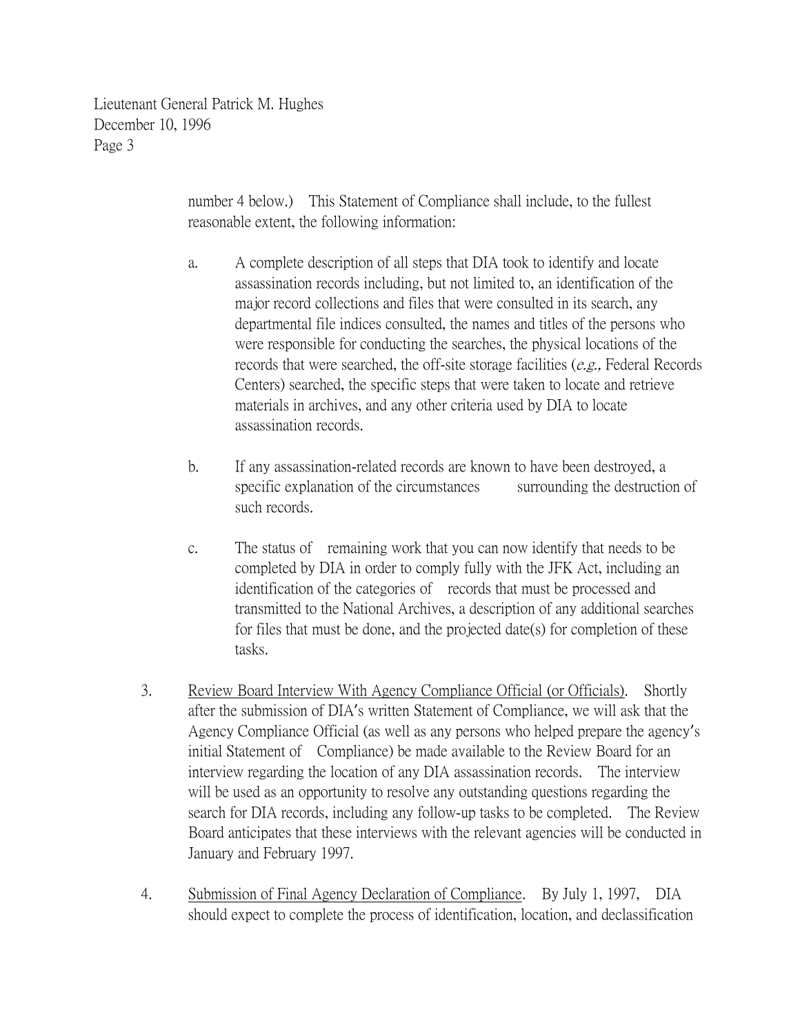number 4 below.) This Statement of Compliance shall include, to the fullest reasonable extent, the following information:

a. A complete description of all steps that DIA took to identify and locate assassination records including, but not limited to, an identification of the major record collections and files that were consulted in its search, any departmental file indices consulted, the names and titles of the persons who were responsible for conducting the searches, the physical locations of the records that were searched, the off-site storage facilities (*e.g.,* Federal Records Centers) searched, the specific steps that were taken to locate and retrieve materials in archives, and any other criteria used by DIA to locate assassination records.

b. If any assassination-related records are known to have been destroyed, a specific explanation of the circumstances surrounding the destruction of such records.

c. The status of remaining work that you can now identify that needs to be completed by DIA in order to comply fully with the JFK Act, including an identification of the categories of records that must be processed and transmitted to the National Archives, a description of any additional searches for files that must be done, and the projected date(s) for completion of these tasks.

3. <u>Review Board Interview With Agency Compliance Official (or Officials)</u>. Shortly after the submission of DIA's written Statement of Compliance, we will ask that the Agency Compliance Official (as well as any persons who helped prepare the agency's initial Statement of Compliance) be made available to the Review Board for an interview regarding the location of any DIA assassination records. The interview will be used as an opportunity to resolve any outstanding questions regarding the search for DIA records, including any follow-up tasks to be completed. The Review Board anticipates that these interviews with the relevant agencies will be conducted in January and February 1997.

4. <u>Submission of Final Agency Declaration of Compliance</u>. By July 1, 1997, DIA should expect to complete the process of identification, location, and declassification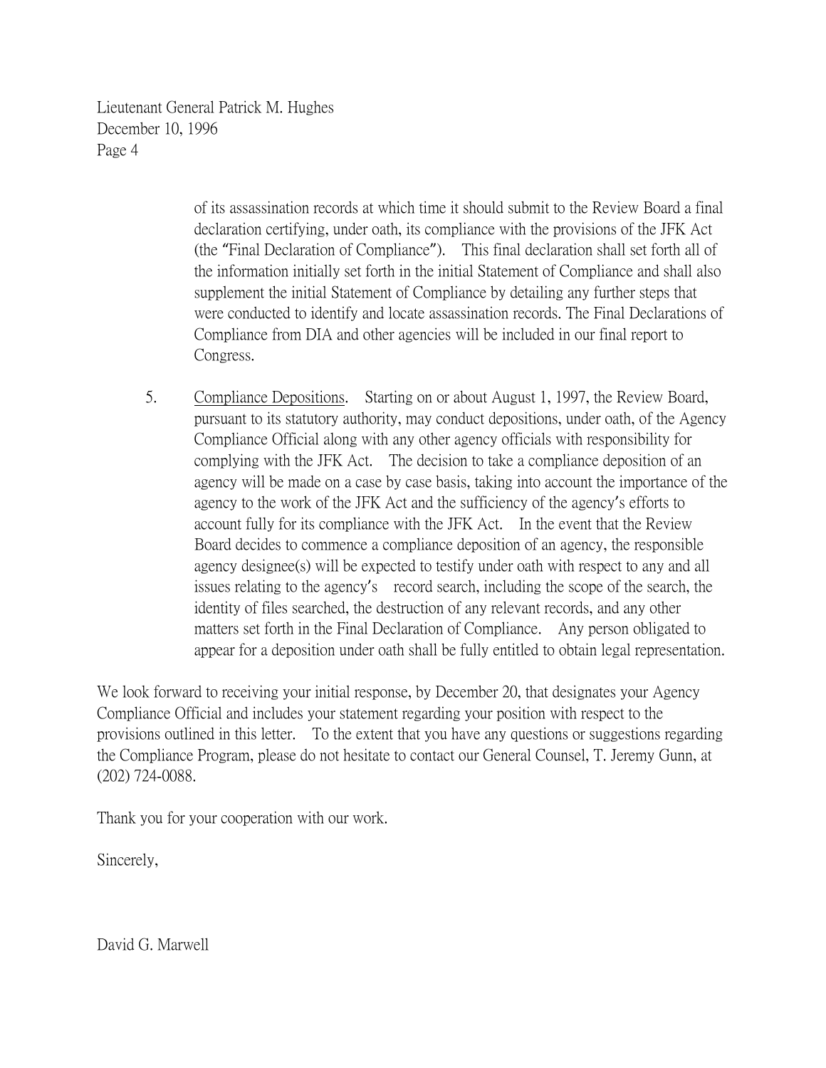of its assassination records at which time it should submit to the Review Board a final declaration certifying, under oath, its compliance with the provisions of the JFK Act (the "Final Declaration of Compliance"). This final declaration shall set forth all of the information initially set forth in the initial Statement of Compliance and shall also supplement the initial Statement of Compliance by detailing any further steps that were conducted to identify and locate assassination records. The Final Declarations of Compliance from DIA and other agencies will be included in our final report to Congress.

5. Compliance Depositions. Starting on or about August 1, 1997, the Review Board, pursuant to its statutory authority, may conduct depositions, under oath, of the Agency Compliance Official along with any other agency officials with responsibility for complying with the JFK Act. The decision to take a compliance deposition of an agency will be made on a case by case basis, taking into account the importance of the agency to the work of the JFK Act and the sufficiency of the agency's efforts to account fully for its compliance with the JFK Act. In the event that the Review Board decides to commence a compliance deposition of an agency, the responsible agency designee(s) will be expected to testify under oath with respect to any and all issues relating to the agency's record search, including the scope of the search, the identity of files searched, the destruction of any relevant records, and any other matters set forth in the Final Declaration of Compliance. Any person obligated to appear for a deposition under oath shall be fully entitled to obtain legal representation.

We look forward to receiving your initial response, by December 20, that designates your Agency Compliance Official and includes your statement regarding your position with respect to the provisions outlined in this letter. To the extent that you have any questions or suggestions regarding the Compliance Program, please do not hesitate to contact our General Counsel, T. Jeremy Gunn, at (202) 724-0088.

Thank you for your cooperation with our work.

Sincerely,

David G. Marwell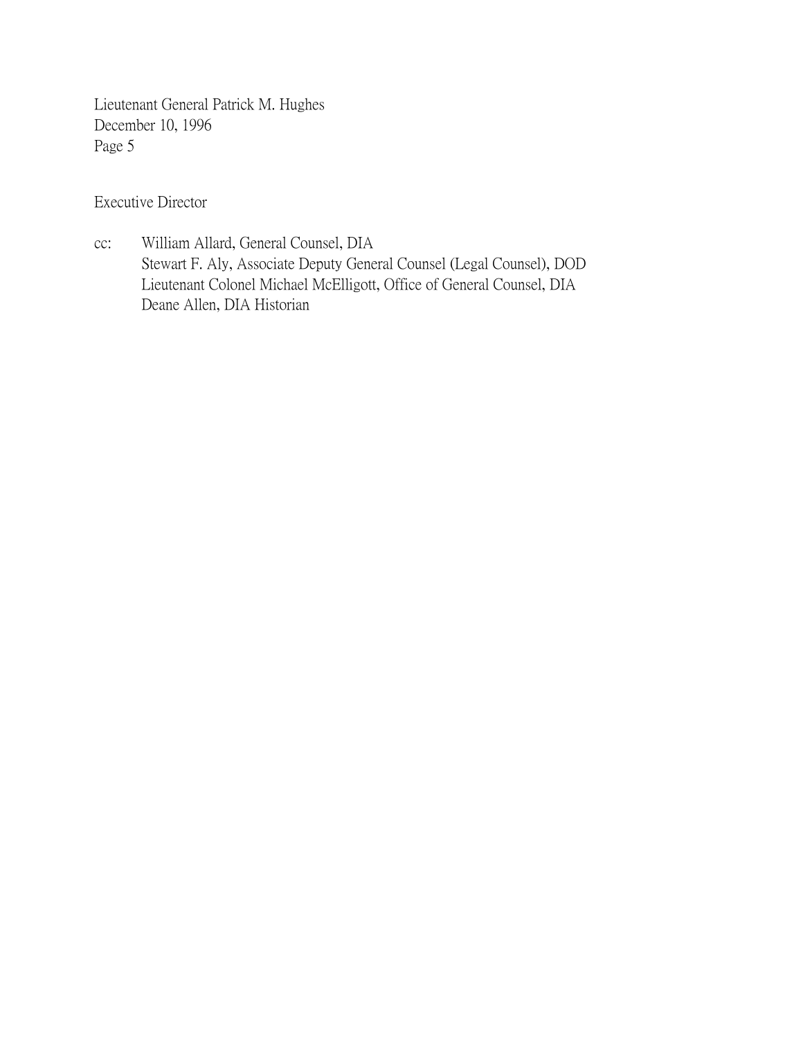Executive Director

cc: William Allard, General Counsel, DIA
Stewart F. Aly, Associate Deputy General Counsel (Legal Counsel), DOD
Lieutenant Colonel Michael McElligott, Office of General Counsel, DIA
Deane Allen, DIA Historian